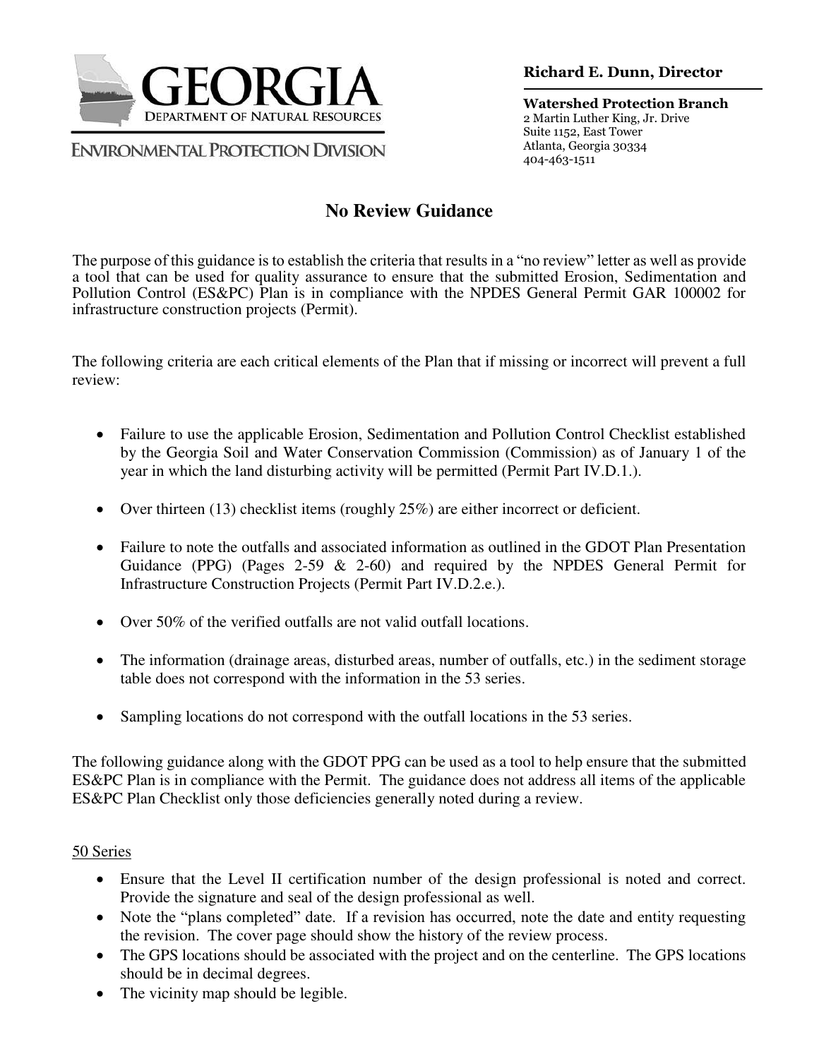GEORGIA

DEPARTMENT OF NATURAL RESOURCES

ENVIRONMENTAL PROTECTION DIVISION

**Richard E. Dunn, Director**

**Watershed Protection Branch**
2 Martin Luther King, Jr. Drive
Suite 1152, East Tower
Atlanta, Georgia 30334
404-463-1511

# No Review Guidance

The purpose of this guidance is to establish the criteria that results in a "no review" letter as well as provide a tool that can be used for quality assurance to ensure that the submitted Erosion, Sedimentation and Pollution Control (ES&PC) Plan is in compliance with the NPDES General Permit GAR 100002 for infrastructure construction projects (Permit).

The following criteria are each critical elements of the Plan that if missing or incorrect will prevent a full review:

- Failure to use the applicable Erosion, Sedimentation and Pollution Control Checklist established by the Georgia Soil and Water Conservation Commission (Commission) as of January 1 of the year in which the land disturbing activity will be permitted (Permit Part IV.D.1.).
- Over thirteen (13) checklist items (roughly 25%) are either incorrect or deficient.
- Failure to note the outfalls and associated information as outlined in the GDOT Plan Presentation Guidance (PPG) (Pages 2-59 & 2-60) and required by the NPDES General Permit for Infrastructure Construction Projects (Permit Part IV.D.2.e.).
- Over 50% of the verified outfalls are not valid outfall locations.
- The information (drainage areas, disturbed areas, number of outfalls, etc.) in the sediment storage table does not correspond with the information in the 53 series.
- Sampling locations do not correspond with the outfall locations in the 53 series.

The following guidance along with the GDOT PPG can be used as a tool to help ensure that the submitted ES&PC Plan is in compliance with the Permit. The guidance does not address all items of the applicable ES&PC Plan Checklist only those deficiencies generally noted during a review.

<u>50 Series</u>

- Ensure that the Level II certification number of the design professional is noted and correct. Provide the signature and seal of the design professional as well.
- Note the "plans completed" date. If a revision has occurred, note the date and entity requesting the revision. The cover page should show the history of the review process.
- The GPS locations should be associated with the project and on the centerline. The GPS locations should be in decimal degrees.
- The vicinity map should be legible.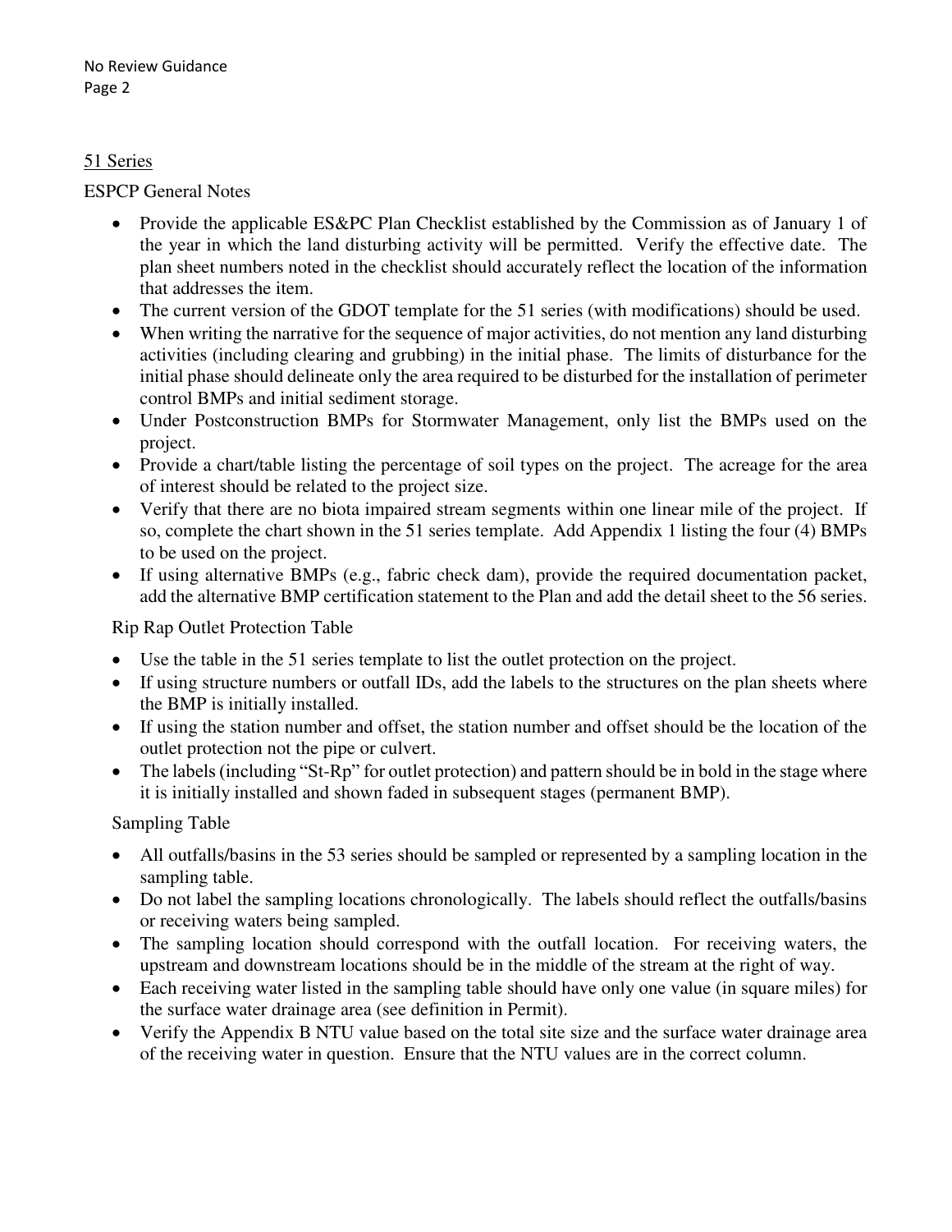## 51 Series

### ESPCP General Notes

- Provide the applicable ES&PC Plan Checklist established by the Commission as of January 1 of the year in which the land disturbing activity will be permitted. Verify the effective date. The plan sheet numbers noted in the checklist should accurately reflect the location of the information that addresses the item.
- The current version of the GDOT template for the 51 series (with modifications) should be used.
- When writing the narrative for the sequence of major activities, do not mention any land disturbing activities (including clearing and grubbing) in the initial phase. The limits of disturbance for the initial phase should delineate only the area required to be disturbed for the installation of perimeter control BMPs and initial sediment storage.
- Under Postconstruction BMPs for Stormwater Management, only list the BMPs used on the project.
- Provide a chart/table listing the percentage of soil types on the project. The acreage for the area of interest should be related to the project size.
- Verify that there are no biota impaired stream segments within one linear mile of the project. If so, complete the chart shown in the 51 series template. Add Appendix 1 listing the four (4) BMPs to be used on the project.
- If using alternative BMPs (e.g., fabric check dam), provide the required documentation packet, add the alternative BMP certification statement to the Plan and add the detail sheet to the 56 series.

### Rip Rap Outlet Protection Table

- Use the table in the 51 series template to list the outlet protection on the project.
- If using structure numbers or outfall IDs, add the labels to the structures on the plan sheets where the BMP is initially installed.
- If using the station number and offset, the station number and offset should be the location of the outlet protection not the pipe or culvert.
- The labels (including "St-Rp" for outlet protection) and pattern should be in bold in the stage where it is initially installed and shown faded in subsequent stages (permanent BMP).

### Sampling Table

- All outfalls/basins in the 53 series should be sampled or represented by a sampling location in the sampling table.
- Do not label the sampling locations chronologically. The labels should reflect the outfalls/basins or receiving waters being sampled.
- The sampling location should correspond with the outfall location. For receiving waters, the upstream and downstream locations should be in the middle of the stream at the right of way.
- Each receiving water listed in the sampling table should have only one value (in square miles) for the surface water drainage area (see definition in Permit).
- Verify the Appendix B NTU value based on the total site size and the surface water drainage area of the receiving water in question. Ensure that the NTU values are in the correct column.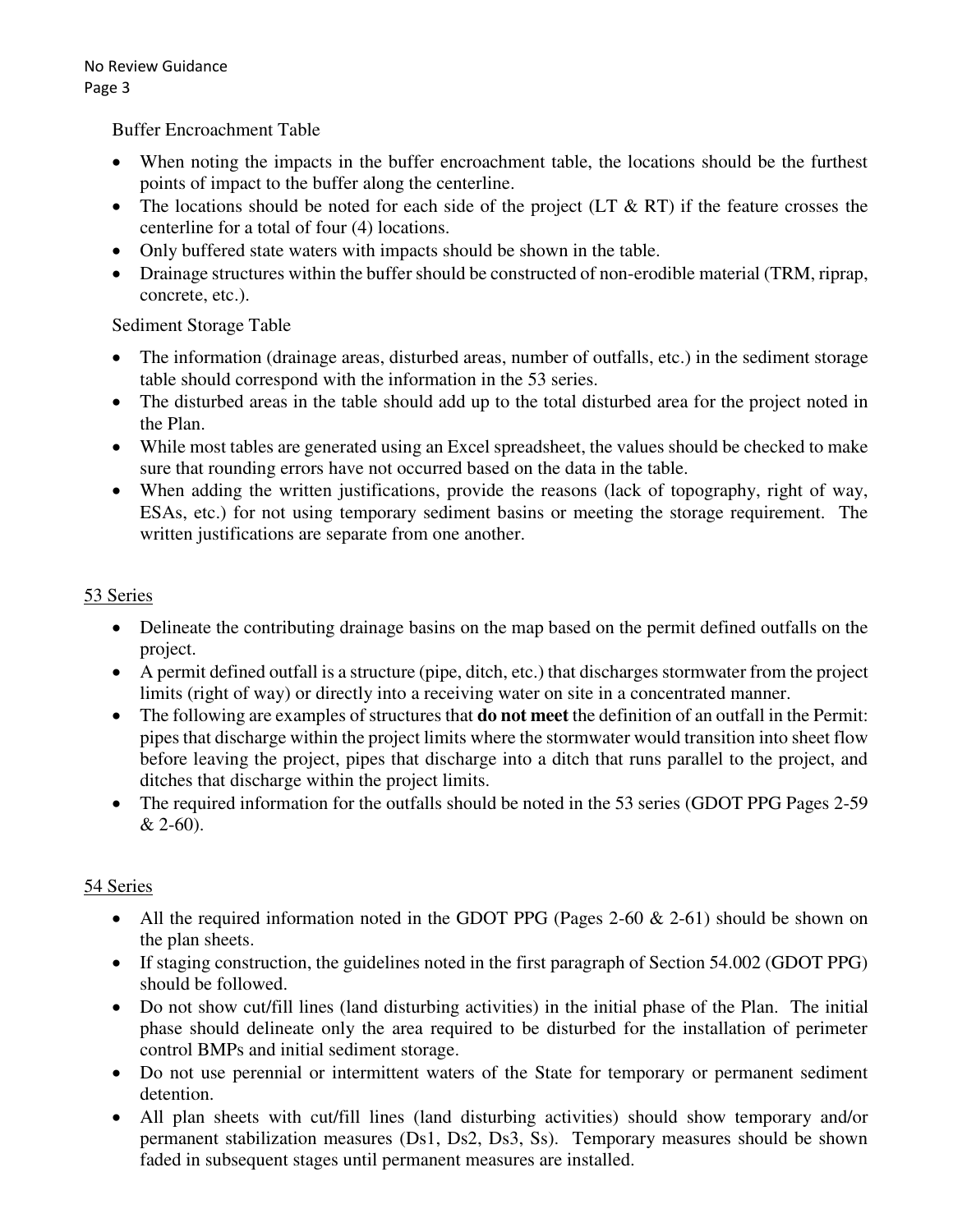Buffer Encroachment Table

- When noting the impacts in the buffer encroachment table, the locations should be the furthest points of impact to the buffer along the centerline.
- The locations should be noted for each side of the project (LT & RT) if the feature crosses the centerline for a total of four (4) locations.
- Only buffered state waters with impacts should be shown in the table.
- Drainage structures within the buffer should be constructed of non-erodible material (TRM, riprap, concrete, etc.).

Sediment Storage Table

- The information (drainage areas, disturbed areas, number of outfalls, etc.) in the sediment storage table should correspond with the information in the 53 series.
- The disturbed areas in the table should add up to the total disturbed area for the project noted in the Plan.
- While most tables are generated using an Excel spreadsheet, the values should be checked to make sure that rounding errors have not occurred based on the data in the table.
- When adding the written justifications, provide the reasons (lack of topography, right of way, ESAs, etc.) for not using temporary sediment basins or meeting the storage requirement. The written justifications are separate from one another.

<u>53 Series</u>

- Delineate the contributing drainage basins on the map based on the permit defined outfalls on the project.
- A permit defined outfall is a structure (pipe, ditch, etc.) that discharges stormwater from the project limits (right of way) or directly into a receiving water on site in a concentrated manner.
- The following are examples of structures that **do not meet** the definition of an outfall in the Permit: pipes that discharge within the project limits where the stormwater would transition into sheet flow before leaving the project, pipes that discharge into a ditch that runs parallel to the project, and ditches that discharge within the project limits.
- The required information for the outfalls should be noted in the 53 series (GDOT PPG Pages 2-59 & 2-60).

<u>54 Series</u>

- All the required information noted in the GDOT PPG (Pages 2-60 & 2-61) should be shown on the plan sheets.
- If staging construction, the guidelines noted in the first paragraph of Section 54.002 (GDOT PPG) should be followed.
- Do not show cut/fill lines (land disturbing activities) in the initial phase of the Plan. The initial phase should delineate only the area required to be disturbed for the installation of perimeter control BMPs and initial sediment storage.
- Do not use perennial or intermittent waters of the State for temporary or permanent sediment detention.
- All plan sheets with cut/fill lines (land disturbing activities) should show temporary and/or permanent stabilization measures (Ds1, Ds2, Ds3, Ss). Temporary measures should be shown faded in subsequent stages until permanent measures are installed.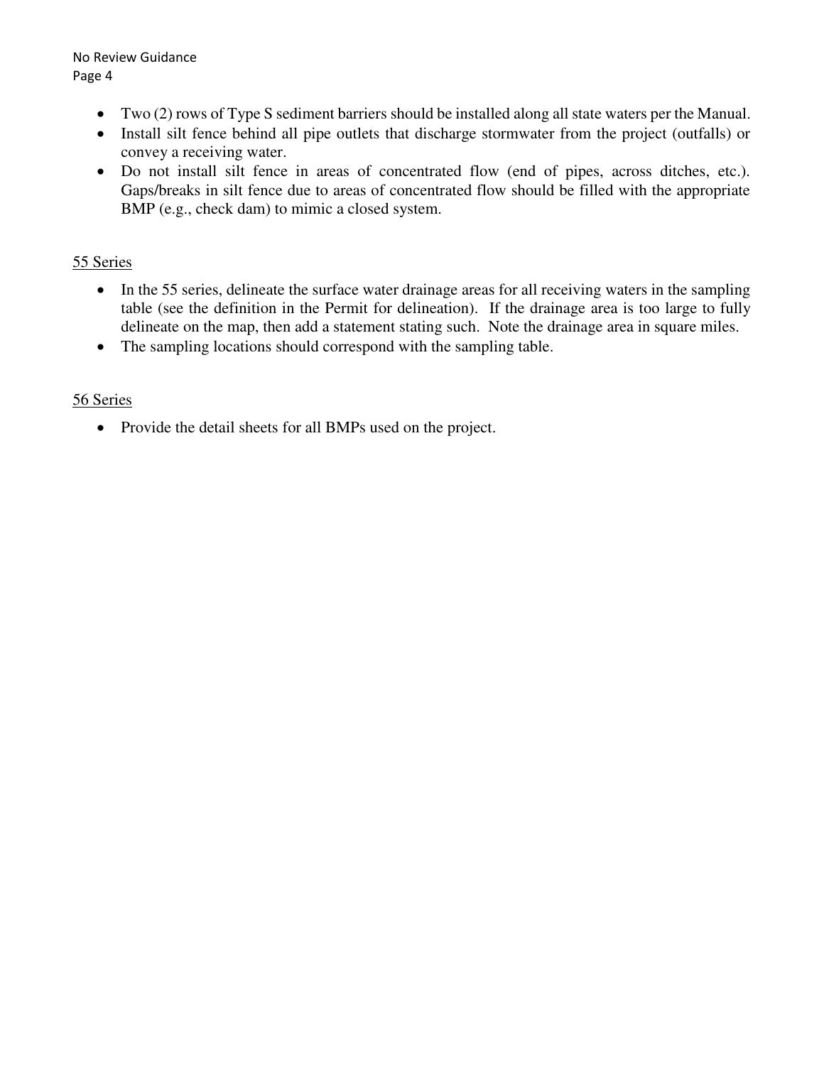- Two (2) rows of Type S sediment barriers should be installed along all state waters per the Manual.
- Install silt fence behind all pipe outlets that discharge stormwater from the project (outfalls) or convey a receiving water.
- Do not install silt fence in areas of concentrated flow (end of pipes, across ditches, etc.). Gaps/breaks in silt fence due to areas of concentrated flow should be filled with the appropriate BMP (e.g., check dam) to mimic a closed system.

<u>55 Series</u>

- In the 55 series, delineate the surface water drainage areas for all receiving waters in the sampling table (see the definition in the Permit for delineation). If the drainage area is too large to fully delineate on the map, then add a statement stating such. Note the drainage area in square miles.
- The sampling locations should correspond with the sampling table.

<u>56 Series</u>

- Provide the detail sheets for all BMPs used on the project.